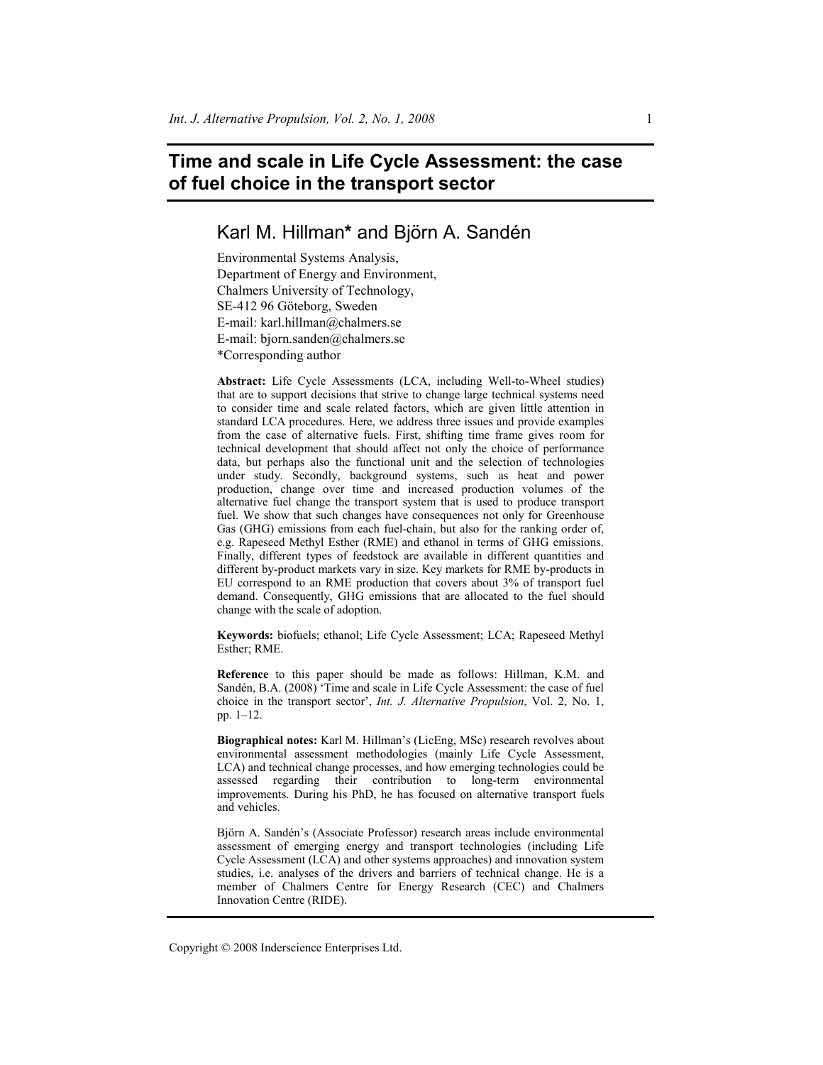# Time and scale in Life Cycle Assessment: the case of fuel choice in the transport sector

## Karl M. Hillman* and Björn A. Sandén

Environmental Systems Analysis,
Department of Energy and Environment,
Chalmers University of Technology,
SE-412 96 Göteborg, Sweden
E-mail: karl.hillman@chalmers.se
E-mail: bjorn.sanden@chalmers.se
*Corresponding author

**Abstract:** Life Cycle Assessments (LCA, including Well-to-Wheel studies) that are to support decisions that strive to change large technical systems need to consider time and scale related factors, which are given little attention in standard LCA procedures. Here, we address three issues and provide examples from the case of alternative fuels. First, shifting time frame gives room for technical development that should affect not only the choice of performance data, but perhaps also the functional unit and the selection of technologies under study. Secondly, background systems, such as heat and power production, change over time and increased production volumes of the alternative fuel change the transport system that is used to produce transport fuel. We show that such changes have consequences not only for Greenhouse Gas (GHG) emissions from each fuel-chain, but also for the ranking order of, e.g. Rapeseed Methyl Esther (RME) and ethanol in terms of GHG emissions. Finally, different types of feedstock are available in different quantities and different by-product markets vary in size. Key markets for RME by-products in EU correspond to an RME production that covers about 3% of transport fuel demand. Consequently, GHG emissions that are allocated to the fuel should change with the scale of adoption.

**Keywords:** biofuels; ethanol; Life Cycle Assessment; LCA; Rapeseed Methyl Esther; RME.

**Reference** to this paper should be made as follows: Hillman, K.M. and Sandén, B.A. (2008) 'Time and scale in Life Cycle Assessment: the case of fuel choice in the transport sector', *Int. J. Alternative Propulsion*, Vol. 2, No. 1, pp. 1–12.

**Biographical notes:** Karl M. Hillman's (LicEng, MSc) research revolves about environmental assessment methodologies (mainly Life Cycle Assessment, LCA) and technical change processes, and how emerging technologies could be assessed regarding their contribution to long-term environmental improvements. During his PhD, he has focused on alternative transport fuels and vehicles.

Björn A. Sandén's (Associate Professor) research areas include environmental assessment of emerging energy and transport technologies (including Life Cycle Assessment (LCA) and other systems approaches) and innovation system studies, i.e. analyses of the drivers and barriers of technical change. He is a member of Chalmers Centre for Energy Research (CEC) and Chalmers Innovation Centre (RIDE).

Copyright © 2008 Inderscience Enterprises Ltd.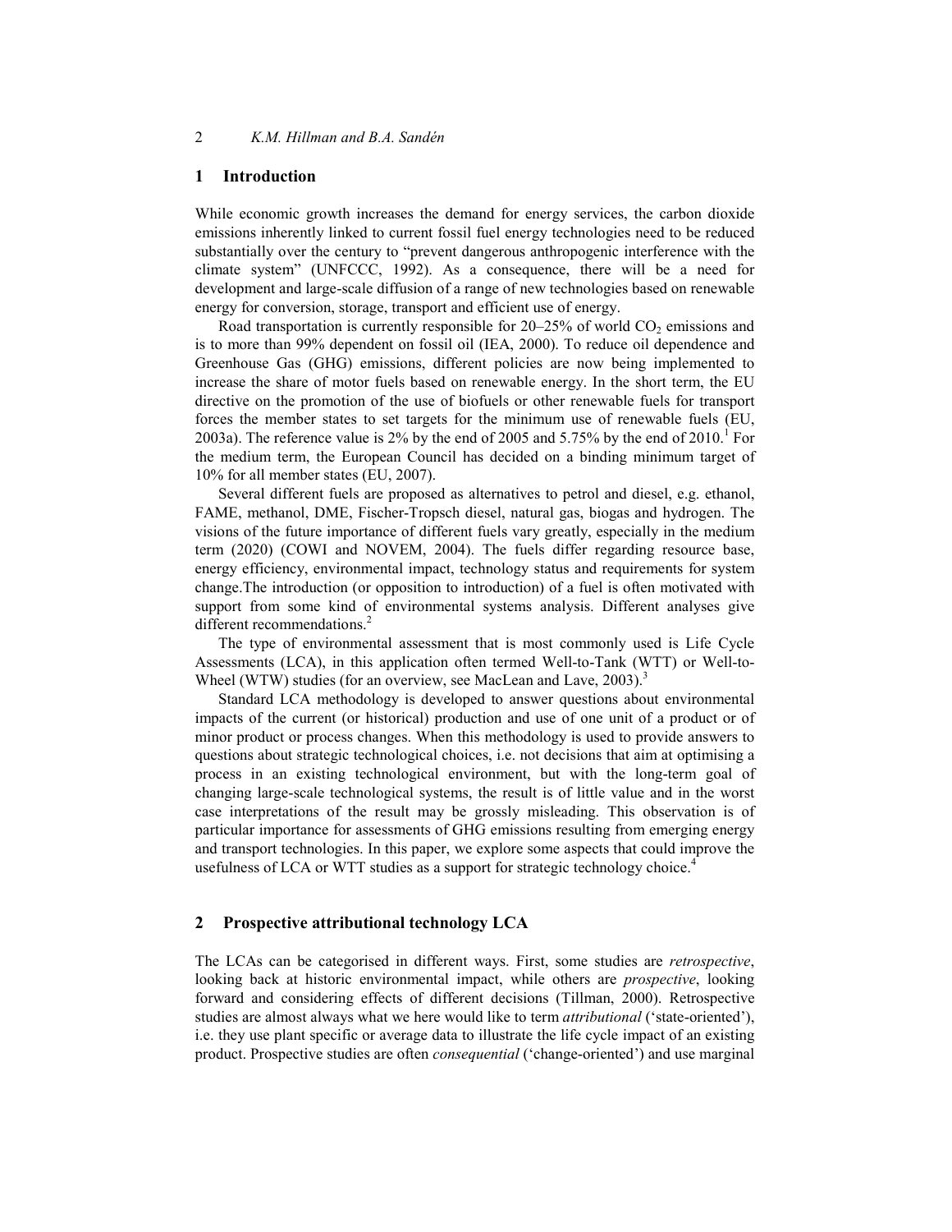## 1 Introduction

While economic growth increases the demand for energy services, the carbon dioxide emissions inherently linked to current fossil fuel energy technologies need to be reduced substantially over the century to "prevent dangerous anthropogenic interference with the climate system" (UNFCCC, 1992). As a consequence, there will be a need for development and large-scale diffusion of a range of new technologies based on renewable energy for conversion, storage, transport and efficient use of energy.

Road transportation is currently responsible for 20–25% of world $CO_2$ emissions and is to more than 99% dependent on fossil oil (IEA, 2000). To reduce oil dependence and Greenhouse Gas (GHG) emissions, different policies are now being implemented to increase the share of motor fuels based on renewable energy. In the short term, the EU directive on the promotion of the use of biofuels or other renewable fuels for transport forces the member states to set targets for the minimum use of renewable fuels (EU, 2003a). The reference value is 2% by the end of 2005 and 5.75% by the end of 2010.[1] For the medium term, the European Council has decided on a binding minimum target of 10% for all member states (EU, 2007).

Several different fuels are proposed as alternatives to petrol and diesel, e.g. ethanol, FAME, methanol, DME, Fischer-Tropsch diesel, natural gas, biogas and hydrogen. The visions of the future importance of different fuels vary greatly, especially in the medium term (2020) (COWI and NOVEM, 2004). The fuels differ regarding resource base, energy efficiency, environmental impact, technology status and requirements for system change.The introduction (or opposition to introduction) of a fuel is often motivated with support from some kind of environmental systems analysis. Different analyses give different recommendations.[2]

The type of environmental assessment that is most commonly used is Life Cycle Assessments (LCA), in this application often termed Well-to-Tank (WTT) or Well-to-Wheel (WTW) studies (for an overview, see MacLean and Lave, 2003).[3]

Standard LCA methodology is developed to answer questions about environmental impacts of the current (or historical) production and use of one unit of a product or of minor product or process changes. When this methodology is used to provide answers to questions about strategic technological choices, i.e. not decisions that aim at optimising a process in an existing technological environment, but with the long-term goal of changing large-scale technological systems, the result is of little value and in the worst case interpretations of the result may be grossly misleading. This observation is of particular importance for assessments of GHG emissions resulting from emerging energy and transport technologies. In this paper, we explore some aspects that could improve the usefulness of LCA or WTT studies as a support for strategic technology choice.[4]

## 2 Prospective attributional technology LCA

The LCAs can be categorised in different ways. First, some studies are *retrospective*, looking back at historic environmental impact, while others are *prospective*, looking forward and considering effects of different decisions (Tillman, 2000). Retrospective studies are almost always what we here would like to term *attributional* ('state-oriented'), i.e. they use plant specific or average data to illustrate the life cycle impact of an existing product. Prospective studies are often *consequential* ('change-oriented') and use marginal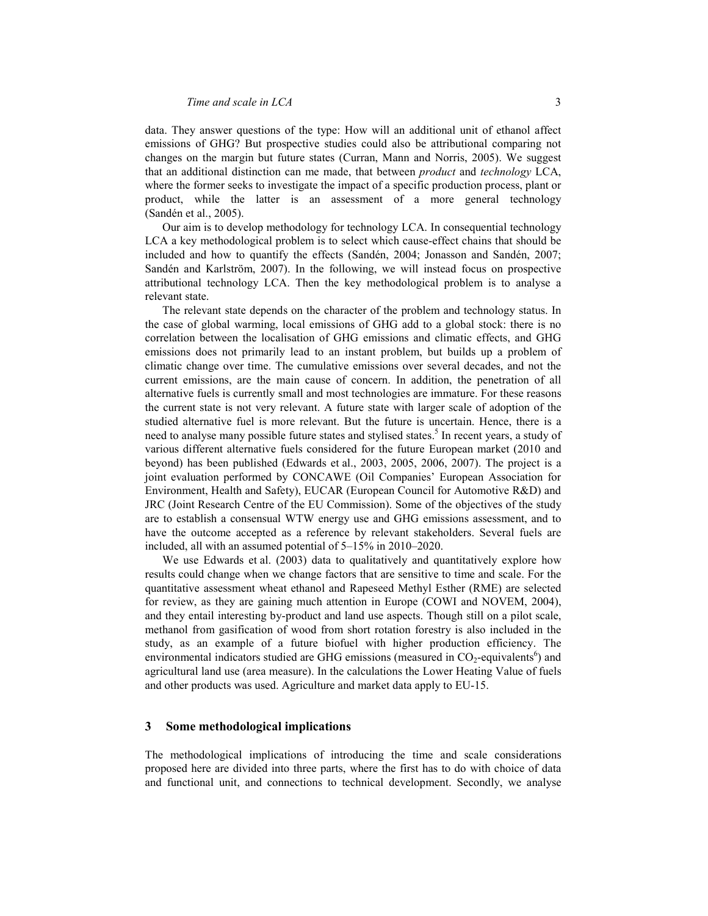data. They answer questions of the type: How will an additional unit of ethanol affect emissions of GHG? But prospective studies could also be attributional comparing not changes on the margin but future states (Curran, Mann and Norris, 2005). We suggest that an additional distinction can me made, that between *product* and *technology* LCA, where the former seeks to investigate the impact of a specific production process, plant or product, while the latter is an assessment of a more general technology (Sandén et al., 2005).

Our aim is to develop methodology for technology LCA. In consequential technology LCA a key methodological problem is to select which cause-effect chains that should be included and how to quantify the effects (Sandén, 2004; Jonasson and Sandén, 2007; Sandén and Karlström, 2007). In the following, we will instead focus on prospective attributional technology LCA. Then the key methodological problem is to analyse a relevant state.

The relevant state depends on the character of the problem and technology status. In the case of global warming, local emissions of GHG add to a global stock: there is no correlation between the localisation of GHG emissions and climatic effects, and GHG emissions does not primarily lead to an instant problem, but builds up a problem of climatic change over time. The cumulative emissions over several decades, and not the current emissions, are the main cause of concern. In addition, the penetration of all alternative fuels is currently small and most technologies are immature. For these reasons the current state is not very relevant. A future state with larger scale of adoption of the studied alternative fuel is more relevant. But the future is uncertain. Hence, there is a need to analyse many possible future states and stylised states.[5] In recent years, a study of various different alternative fuels considered for the future European market (2010 and beyond) has been published (Edwards et al., 2003, 2005, 2006, 2007). The project is a joint evaluation performed by CONCAWE (Oil Companies' European Association for Environment, Health and Safety), EUCAR (European Council for Automotive R&D) and JRC (Joint Research Centre of the EU Commission). Some of the objectives of the study are to establish a consensual WTW energy use and GHG emissions assessment, and to have the outcome accepted as a reference by relevant stakeholders. Several fuels are included, all with an assumed potential of 5–15% in 2010–2020.

We use Edwards et al. (2003) data to qualitatively and quantitatively explore how results could change when we change factors that are sensitive to time and scale. For the quantitative assessment wheat ethanol and Rapeseed Methyl Esther (RME) are selected for review, as they are gaining much attention in Europe (COWI and NOVEM, 2004), and they entail interesting by-product and land use aspects. Though still on a pilot scale, methanol from gasification of wood from short rotation forestry is also included in the study, as an example of a future biofuel with higher production efficiency. The environmental indicators studied are GHG emissions (measured in $CO_2$-equivalents[6]) and agricultural land use (area measure). In the calculations the Lower Heating Value of fuels and other products was used. Agriculture and market data apply to EU-15.

## 3 Some methodological implications

The methodological implications of introducing the time and scale considerations proposed here are divided into three parts, where the first has to do with choice of data and functional unit, and connections to technical development. Secondly, we analyse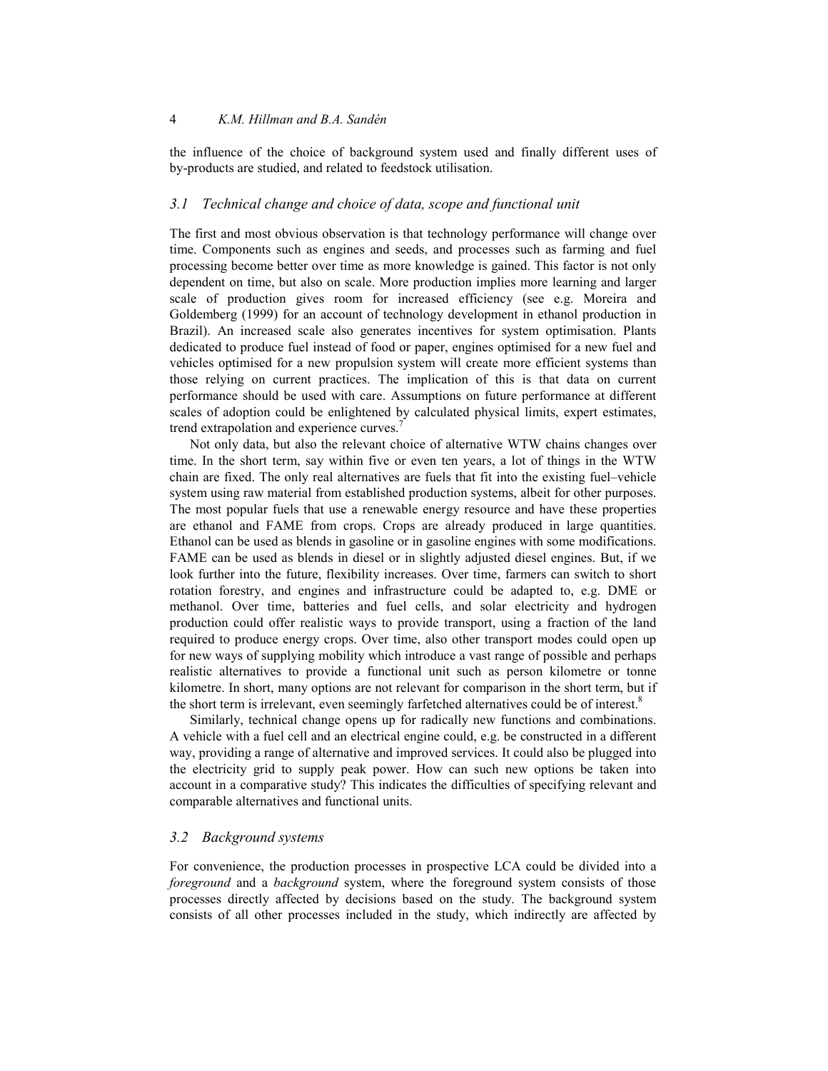the influence of the choice of background system used and finally different uses of by-products are studied, and related to feedstock utilisation.

### *3.1 Technical change and choice of data, scope and functional unit*

The first and most obvious observation is that technology performance will change over time. Components such as engines and seeds, and processes such as farming and fuel processing become better over time as more knowledge is gained. This factor is not only dependent on time, but also on scale. More production implies more learning and larger scale of production gives room for increased efficiency (see e.g. Moreira and Goldemberg (1999) for an account of technology development in ethanol production in Brazil). An increased scale also generates incentives for system optimisation. Plants dedicated to produce fuel instead of food or paper, engines optimised for a new fuel and vehicles optimised for a new propulsion system will create more efficient systems than those relying on current practices. The implication of this is that data on current performance should be used with care. Assumptions on future performance at different scales of adoption could be enlightened by calculated physical limits, expert estimates, trend extrapolation and experience curves.[7]

Not only data, but also the relevant choice of alternative WTW chains changes over time. In the short term, say within five or even ten years, a lot of things in the WTW chain are fixed. The only real alternatives are fuels that fit into the existing fuel–vehicle system using raw material from established production systems, albeit for other purposes. The most popular fuels that use a renewable energy resource and have these properties are ethanol and FAME from crops. Crops are already produced in large quantities. Ethanol can be used as blends in gasoline or in gasoline engines with some modifications. FAME can be used as blends in diesel or in slightly adjusted diesel engines. But, if we look further into the future, flexibility increases. Over time, farmers can switch to short rotation forestry, and engines and infrastructure could be adapted to, e.g. DME or methanol. Over time, batteries and fuel cells, and solar electricity and hydrogen production could offer realistic ways to provide transport, using a fraction of the land required to produce energy crops. Over time, also other transport modes could open up for new ways of supplying mobility which introduce a vast range of possible and perhaps realistic alternatives to provide a functional unit such as person kilometre or tonne kilometre. In short, many options are not relevant for comparison in the short term, but if the short term is irrelevant, even seemingly farfetched alternatives could be of interest.[8]

Similarly, technical change opens up for radically new functions and combinations. A vehicle with a fuel cell and an electrical engine could, e.g. be constructed in a different way, providing a range of alternative and improved services. It could also be plugged into the electricity grid to supply peak power. How can such new options be taken into account in a comparative study? This indicates the difficulties of specifying relevant and comparable alternatives and functional units.

### *3.2 Background systems*

For convenience, the production processes in prospective LCA could be divided into a *foreground* and a *background* system, where the foreground system consists of those processes directly affected by decisions based on the study. The background system consists of all other processes included in the study, which indirectly are affected by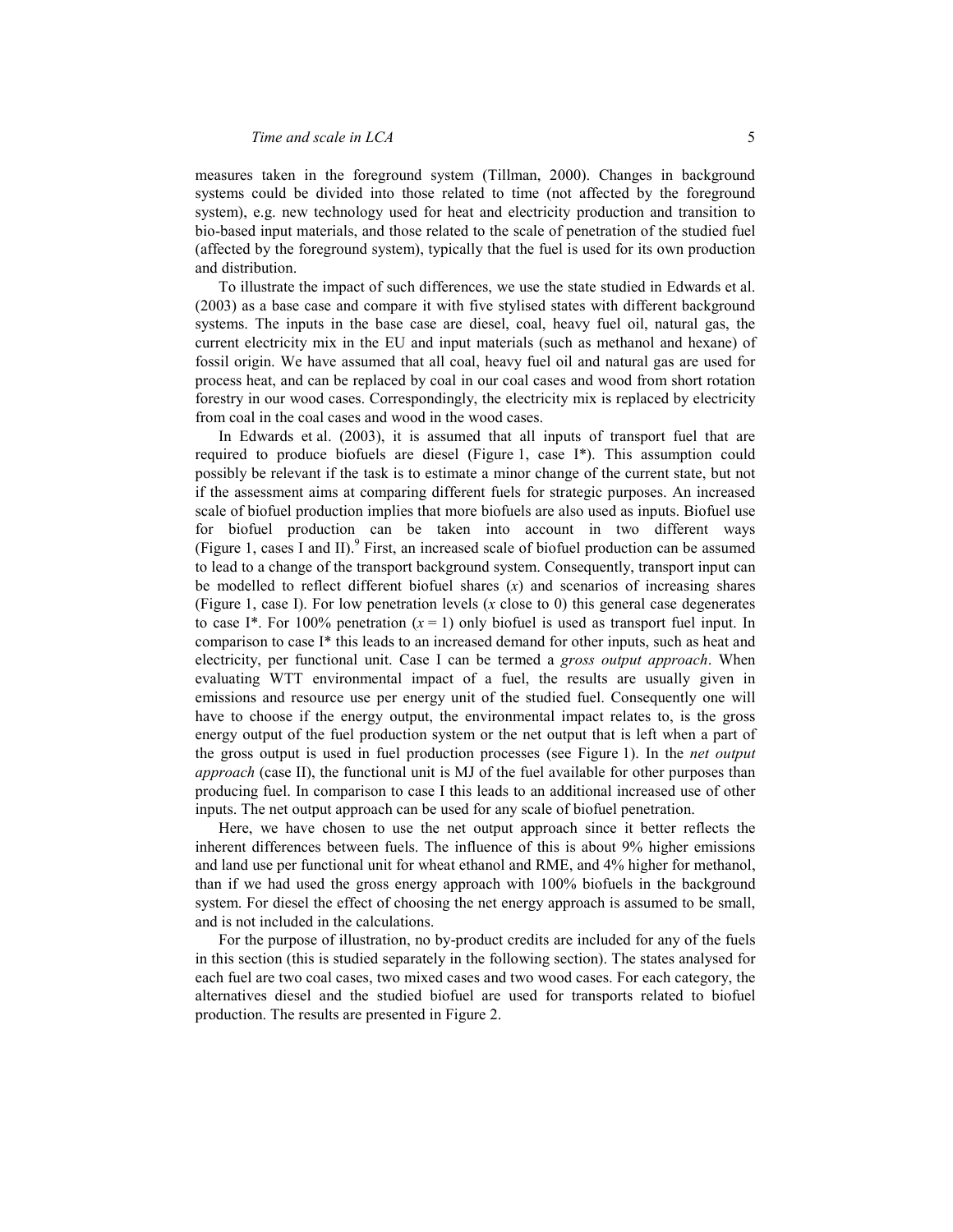measures taken in the foreground system (Tillman, 2000). Changes in background systems could be divided into those related to time (not affected by the foreground system), e.g. new technology used for heat and electricity production and transition to bio-based input materials, and those related to the scale of penetration of the studied fuel (affected by the foreground system), typically that the fuel is used for its own production and distribution.

To illustrate the impact of such differences, we use the state studied in Edwards et al. (2003) as a base case and compare it with five stylised states with different background systems. The inputs in the base case are diesel, coal, heavy fuel oil, natural gas, the current electricity mix in the EU and input materials (such as methanol and hexane) of fossil origin. We have assumed that all coal, heavy fuel oil and natural gas are used for process heat, and can be replaced by coal in our coal cases and wood from short rotation forestry in our wood cases. Correspondingly, the electricity mix is replaced by electricity from coal in the coal cases and wood in the wood cases.

In Edwards et al. (2003), it is assumed that all inputs of transport fuel that are required to produce biofuels are diesel (Figure 1, case I*). This assumption could possibly be relevant if the task is to estimate a minor change of the current state, but not if the assessment aims at comparing different fuels for strategic purposes. An increased scale of biofuel production implies that more biofuels are also used as inputs. Biofuel use for biofuel production can be taken into account in two different ways (Figure 1, cases I and II).[9] First, an increased scale of biofuel production can be assumed to lead to a change of the transport background system. Consequently, transport input can be modelled to reflect different biofuel shares ($x$) and scenarios of increasing shares (Figure 1, case I). For low penetration levels ($x$ close to 0) this general case degenerates to case I*. For 100% penetration ($x = 1$) only biofuel is used as transport fuel input. In comparison to case I* this leads to an increased demand for other inputs, such as heat and electricity, per functional unit. Case I can be termed a *gross output approach*. When evaluating WTT environmental impact of a fuel, the results are usually given in emissions and resource use per energy unit of the studied fuel. Consequently one will have to choose if the energy output, the environmental impact relates to, is the gross energy output of the fuel production system or the net output that is left when a part of the gross output is used in fuel production processes (see Figure 1). In the *net output approach* (case II), the functional unit is MJ of the fuel available for other purposes than producing fuel. In comparison to case I this leads to an additional increased use of other inputs. The net output approach can be used for any scale of biofuel penetration.

Here, we have chosen to use the net output approach since it better reflects the inherent differences between fuels. The influence of this is about 9% higher emissions and land use per functional unit for wheat ethanol and RME, and 4% higher for methanol, than if we had used the gross energy approach with 100% biofuels in the background system. For diesel the effect of choosing the net energy approach is assumed to be small, and is not included in the calculations.

For the purpose of illustration, no by-product credits are included for any of the fuels in this section (this is studied separately in the following section). The states analysed for each fuel are two coal cases, two mixed cases and two wood cases. For each category, the alternatives diesel and the studied biofuel are used for transports related to biofuel production. The results are presented in Figure 2.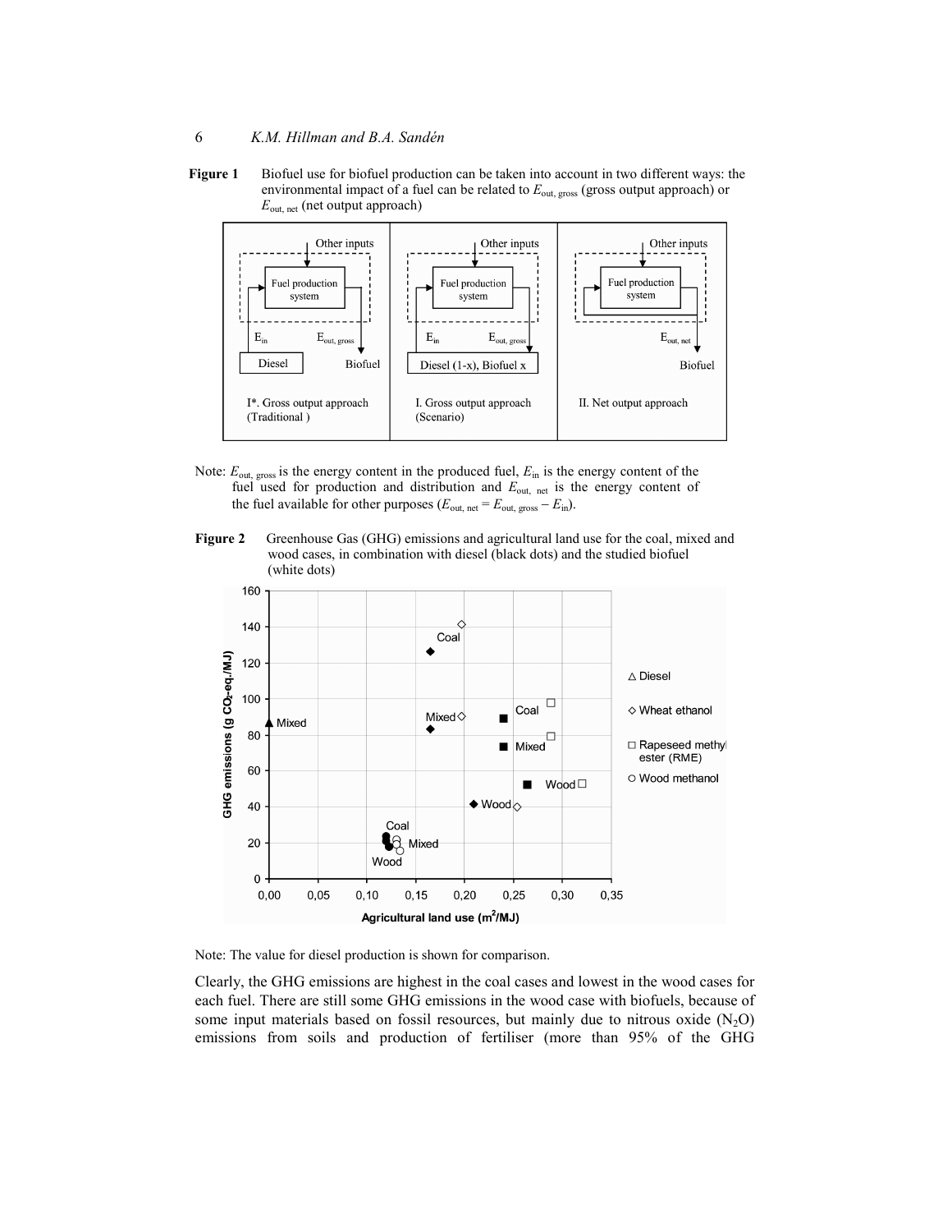**Figure 1** Biofuel use for biofuel production can be taken into account in two different ways: the environmental impact of a fuel can be related to $E_{out,\ gross}$ (gross output approach) or $E_{out,\ net}$ (net output approach)

Note: $E_{out,\ gross}$ is the energy content in the produced fuel, $E_{in}$ is the energy content of the fuel used for production and distribution and $E_{out,\ net}$ is the energy content of the fuel available for other purposes ($E_{out,\ net} = E_{out,\ gross} - E_{in}$).

**Figure 2** Greenhouse Gas (GHG) emissions and agricultural land use for the coal, mixed and wood cases, in combination with diesel (black dots) and the studied biofuel (white dots)

Note: The value for diesel production is shown for comparison.

Clearly, the GHG emissions are highest in the coal cases and lowest in the wood cases for each fuel. There are still some GHG emissions in the wood case with biofuels, because of some input materials based on fossil resources, but mainly due to nitrous oxide ($N_2O$) emissions from soils and production of fertiliser (more than 95% of the GHG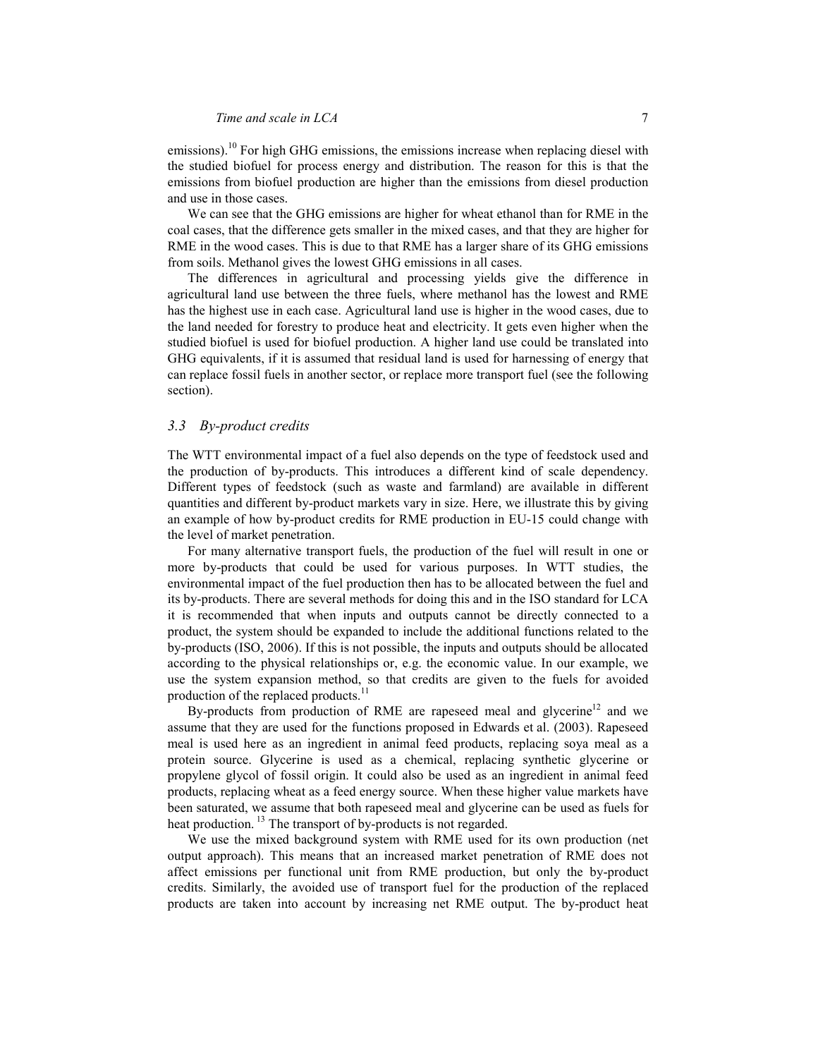emissions).[10] For high GHG emissions, the emissions increase when replacing diesel with the studied biofuel for process energy and distribution. The reason for this is that the emissions from biofuel production are higher than the emissions from diesel production and use in those cases.

We can see that the GHG emissions are higher for wheat ethanol than for RME in the coal cases, that the difference gets smaller in the mixed cases, and that they are higher for RME in the wood cases. This is due to that RME has a larger share of its GHG emissions from soils. Methanol gives the lowest GHG emissions in all cases.

The differences in agricultural and processing yields give the difference in agricultural land use between the three fuels, where methanol has the lowest and RME has the highest use in each case. Agricultural land use is higher in the wood cases, due to the land needed for forestry to produce heat and electricity. It gets even higher when the studied biofuel is used for biofuel production. A higher land use could be translated into GHG equivalents, if it is assumed that residual land is used for harnessing of energy that can replace fossil fuels in another sector, or replace more transport fuel (see the following section).

### *3.3 By-product credits*

The WTT environmental impact of a fuel also depends on the type of feedstock used and the production of by-products. This introduces a different kind of scale dependency. Different types of feedstock (such as waste and farmland) are available in different quantities and different by-product markets vary in size. Here, we illustrate this by giving an example of how by-product credits for RME production in EU-15 could change with the level of market penetration.

For many alternative transport fuels, the production of the fuel will result in one or more by-products that could be used for various purposes. In WTT studies, the environmental impact of the fuel production then has to be allocated between the fuel and its by-products. There are several methods for doing this and in the ISO standard for LCA it is recommended that when inputs and outputs cannot be directly connected to a product, the system should be expanded to include the additional functions related to the by-products (ISO, 2006). If this is not possible, the inputs and outputs should be allocated according to the physical relationships or, e.g. the economic value. In our example, we use the system expansion method, so that credits are given to the fuels for avoided production of the replaced products.[11]

By-products from production of RME are rapeseed meal and glycerine[12] and we assume that they are used for the functions proposed in Edwards et al. (2003). Rapeseed meal is used here as an ingredient in animal feed products, replacing soya meal as a protein source. Glycerine is used as a chemical, replacing synthetic glycerine or propylene glycol of fossil origin. It could also be used as an ingredient in animal feed products, replacing wheat as a feed energy source. When these higher value markets have been saturated, we assume that both rapeseed meal and glycerine can be used as fuels for heat production. [13] The transport of by-products is not regarded.

We use the mixed background system with RME used for its own production (net output approach). This means that an increased market penetration of RME does not affect emissions per functional unit from RME production, but only the by-product credits. Similarly, the avoided use of transport fuel for the production of the replaced products are taken into account by increasing net RME output. The by-product heat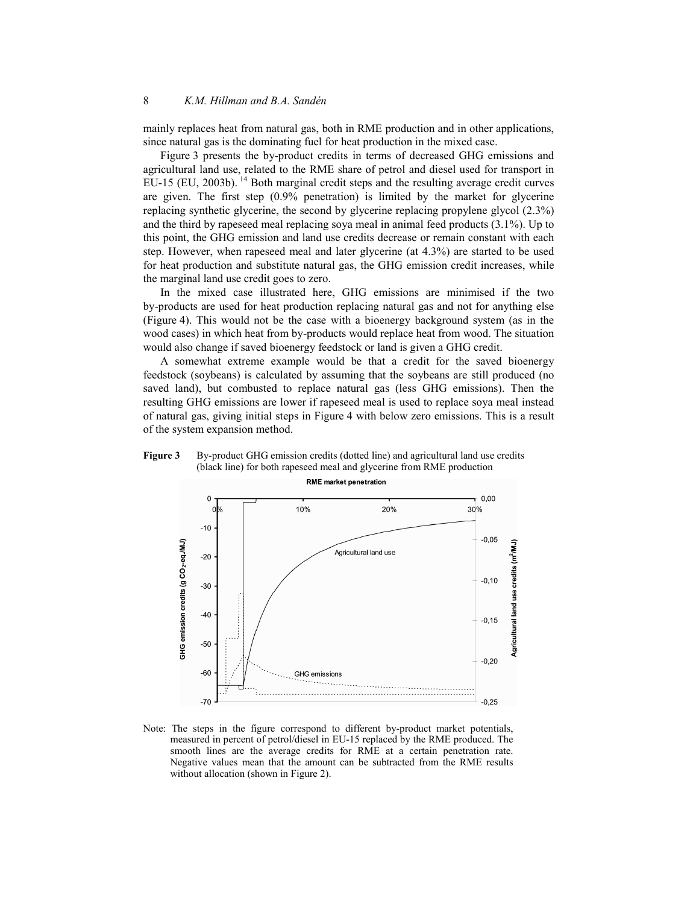mainly replaces heat from natural gas, both in RME production and in other applications, since natural gas is the dominating fuel for heat production in the mixed case.

Figure 3 presents the by-product credits in terms of decreased GHG emissions and agricultural land use, related to the RME share of petrol and diesel used for transport in EU-15 (EU, 2003b).[14] Both marginal credit steps and the resulting average credit curves are given. The first step (0.9% penetration) is limited by the market for glycerine replacing synthetic glycerine, the second by glycerine replacing propylene glycol (2.3%) and the third by rapeseed meal replacing soya meal in animal feed products (3.1%). Up to this point, the GHG emission and land use credits decrease or remain constant with each step. However, when rapeseed meal and later glycerine (at 4.3%) are started to be used for heat production and substitute natural gas, the GHG emission credit increases, while the marginal land use credit goes to zero.

In the mixed case illustrated here, GHG emissions are minimised if the two by-products are used for heat production replacing natural gas and not for anything else (Figure 4). This would not be the case with a bioenergy background system (as in the wood cases) in which heat from by-products would replace heat from wood. The situation would also change if saved bioenergy feedstock or land is given a GHG credit.

A somewhat extreme example would be that a credit for the saved bioenergy feedstock (soybeans) is calculated by assuming that the soybeans are still produced (no saved land), but combusted to replace natural gas (less GHG emissions). Then the resulting GHG emissions are lower if rapeseed meal is used to replace soya meal instead of natural gas, giving initial steps in Figure 4 with below zero emissions. This is a result of the system expansion method.

**Figure 3** By-product GHG emission credits (dotted line) and agricultural land use credits (black line) for both rapeseed meal and glycerine from RME production

Note: The steps in the figure correspond to different by-product market potentials, measured in percent of petrol/diesel in EU-15 replaced by the RME produced. The smooth lines are the average credits for RME at a certain penetration rate. Negative values mean that the amount can be subtracted from the RME results without allocation (shown in Figure 2).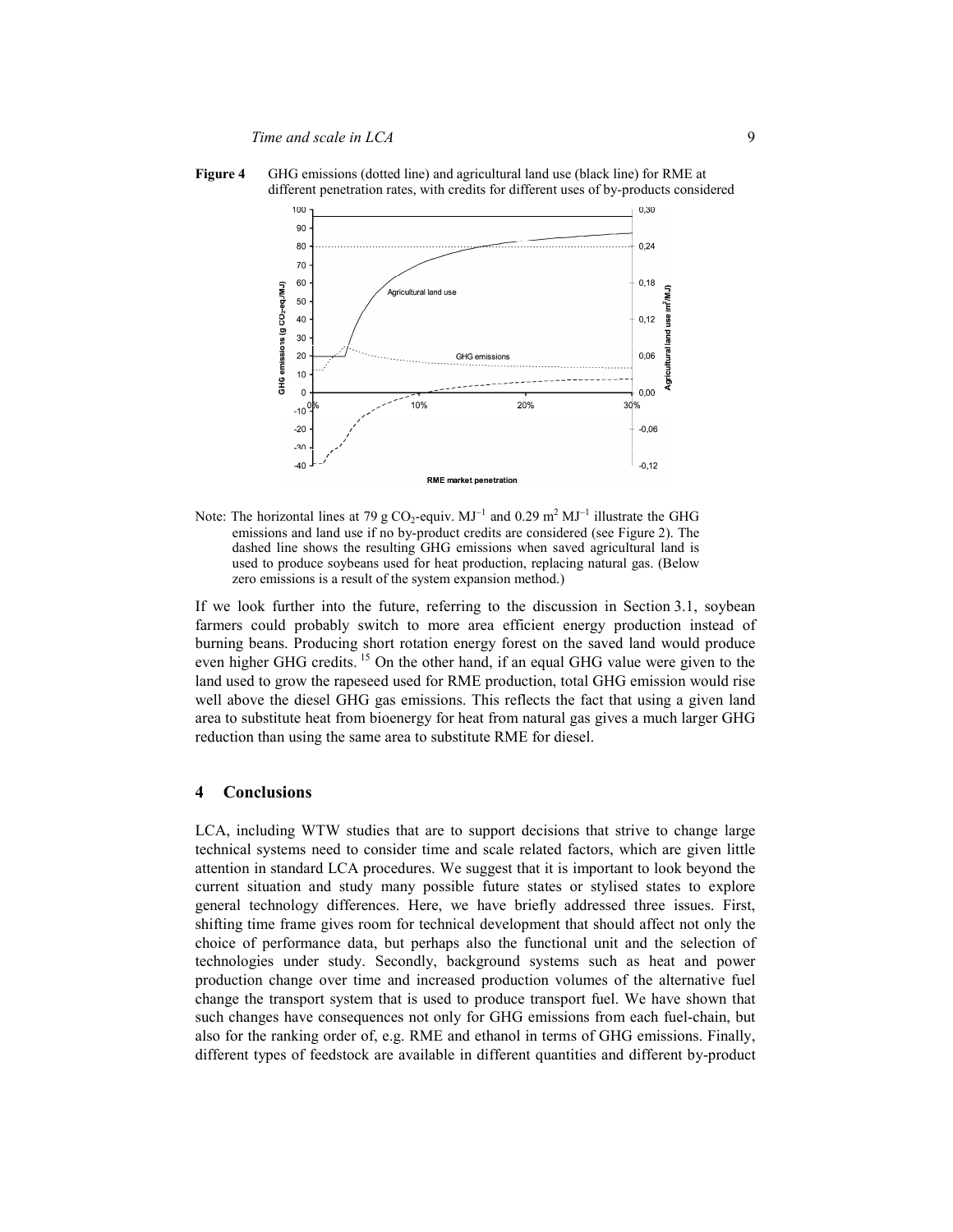**Figure 4** GHG emissions (dotted line) and agricultural land use (black line) for RME at different penetration rates, with credits for different uses of by-products considered

GHG emissions (g CO$_2$-eq/MJ)

100
90
80
70
60
50
40
30
20
10
0
-10
-20
-30
-40

Agricultural land use (m$^2$/MJ)

0,30
0,24
0,18
0,12
0,06
0,00
-0,06
-0,12

0%
10%
20%
30%

RME market penetration

Agricultural land use

GHG emissions

Note: The horizontal lines at 79 g $CO_2$-equiv. $MJ^{-1}$ and 0.29 $m^2$ $MJ^{-1}$ illustrate the GHG emissions and land use if no by-product credits are considered (see Figure 2). The dashed line shows the resulting GHG emissions when saved agricultural land is used to produce soybeans used for heat production, replacing natural gas. (Below zero emissions is a result of the system expansion method.)

If we look further into the future, referring to the discussion in Section 3.1, soybean farmers could probably switch to more area efficient energy production instead of burning beans. Producing short rotation energy forest on the saved land would produce even higher GHG credits. [15] On the other hand, if an equal GHG value were given to the land used to grow the rapeseed used for RME production, total GHG emission would rise well above the diesel GHG gas emissions. This reflects the fact that using a given land area to substitute heat from bioenergy for heat from natural gas gives a much larger GHG reduction than using the same area to substitute RME for diesel.

## 4 Conclusions

LCA, including WTW studies that are to support decisions that strive to change large technical systems need to consider time and scale related factors, which are given little attention in standard LCA procedures. We suggest that it is important to look beyond the current situation and study many possible future states or stylised states to explore general technology differences. Here, we have briefly addressed three issues. First, shifting time frame gives room for technical development that should affect not only the choice of performance data, but perhaps also the functional unit and the selection of technologies under study. Secondly, background systems such as heat and power production change over time and increased production volumes of the alternative fuel change the transport system that is used to produce transport fuel. We have shown that such changes have consequences not only for GHG emissions from each fuel-chain, but also for the ranking order of, e.g. RME and ethanol in terms of GHG emissions. Finally, different types of feedstock are available in different quantities and different by-product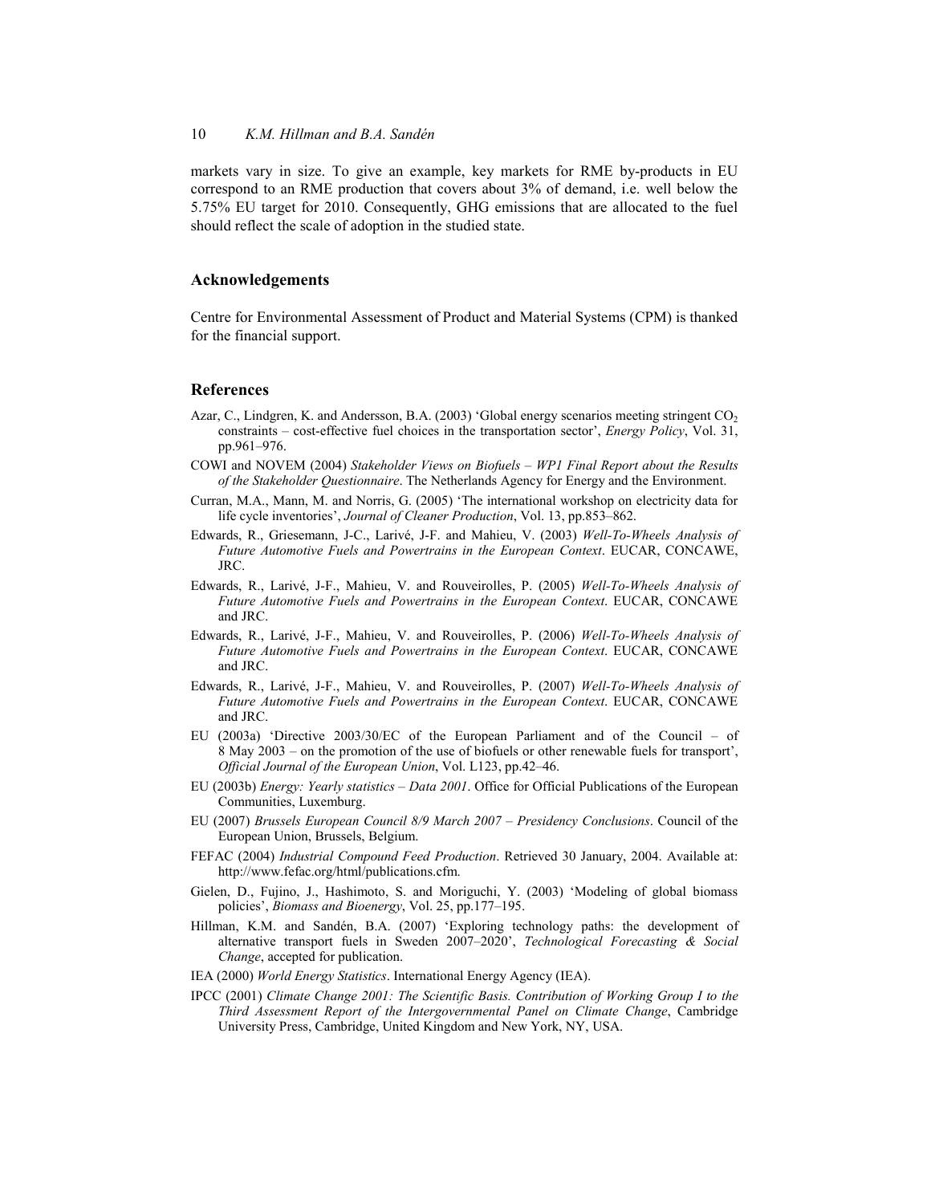markets vary in size. To give an example, key markets for RME by-products in EU correspond to an RME production that covers about 3% of demand, i.e. well below the 5.75% EU target for 2010. Consequently, GHG emissions that are allocated to the fuel should reflect the scale of adoption in the studied state.

## Acknowledgements

Centre for Environmental Assessment of Product and Material Systems (CPM) is thanked for the financial support.

## References

Azar, C., Lindgren, K. and Andersson, B.A. (2003) 'Global energy scenarios meeting stringent $CO_2$ constraints – cost-effective fuel choices in the transportation sector', *Energy Policy*, Vol. 31, pp.961–976.

COWI and NOVEM (2004) *Stakeholder Views on Biofuels – WP1 Final Report about the Results of the Stakeholder Questionnaire*. The Netherlands Agency for Energy and the Environment.

Curran, M.A., Mann, M. and Norris, G. (2005) 'The international workshop on electricity data for life cycle inventories', *Journal of Cleaner Production*, Vol. 13, pp.853–862.

Edwards, R., Griesemann, J-C., Larivé, J-F. and Mahieu, V. (2003) *Well-To-Wheels Analysis of Future Automotive Fuels and Powertrains in the European Context*. EUCAR, CONCAWE, JRC.

Edwards, R., Larivé, J-F., Mahieu, V. and Rouveirolles, P. (2005) *Well-To-Wheels Analysis of Future Automotive Fuels and Powertrains in the European Context*. EUCAR, CONCAWE and JRC.

Edwards, R., Larivé, J-F., Mahieu, V. and Rouveirolles, P. (2006) *Well-To-Wheels Analysis of Future Automotive Fuels and Powertrains in the European Context*. EUCAR, CONCAWE and JRC.

Edwards, R., Larivé, J-F., Mahieu, V. and Rouveirolles, P. (2007) *Well-To-Wheels Analysis of Future Automotive Fuels and Powertrains in the European Context*. EUCAR, CONCAWE and JRC.

EU (2003a) 'Directive 2003/30/EC of the European Parliament and of the Council – of 8 May 2003 – on the promotion of the use of biofuels or other renewable fuels for transport', *Official Journal of the European Union*, Vol. L123, pp.42–46.

EU (2003b) *Energy: Yearly statistics – Data 2001*. Office for Official Publications of the European Communities, Luxemburg.

EU (2007) *Brussels European Council 8/9 March 2007 – Presidency Conclusions*. Council of the European Union, Brussels, Belgium.

FEFAC (2004) *Industrial Compound Feed Production*. Retrieved 30 January, 2004. Available at: http://www.fefac.org/html/publications.cfm.

Gielen, D., Fujino, J., Hashimoto, S. and Moriguchi, Y. (2003) 'Modeling of global biomass policies', *Biomass and Bioenergy*, Vol. 25, pp.177–195.

Hillman, K.M. and Sandén, B.A. (2007) 'Exploring technology paths: the development of alternative transport fuels in Sweden 2007–2020', *Technological Forecasting & Social Change*, accepted for publication.

IEA (2000) *World Energy Statistics*. International Energy Agency (IEA).

IPCC (2001) *Climate Change 2001: The Scientific Basis. Contribution of Working Group I to the Third Assessment Report of the Intergovernmental Panel on Climate Change*, Cambridge University Press, Cambridge, United Kingdom and New York, NY, USA.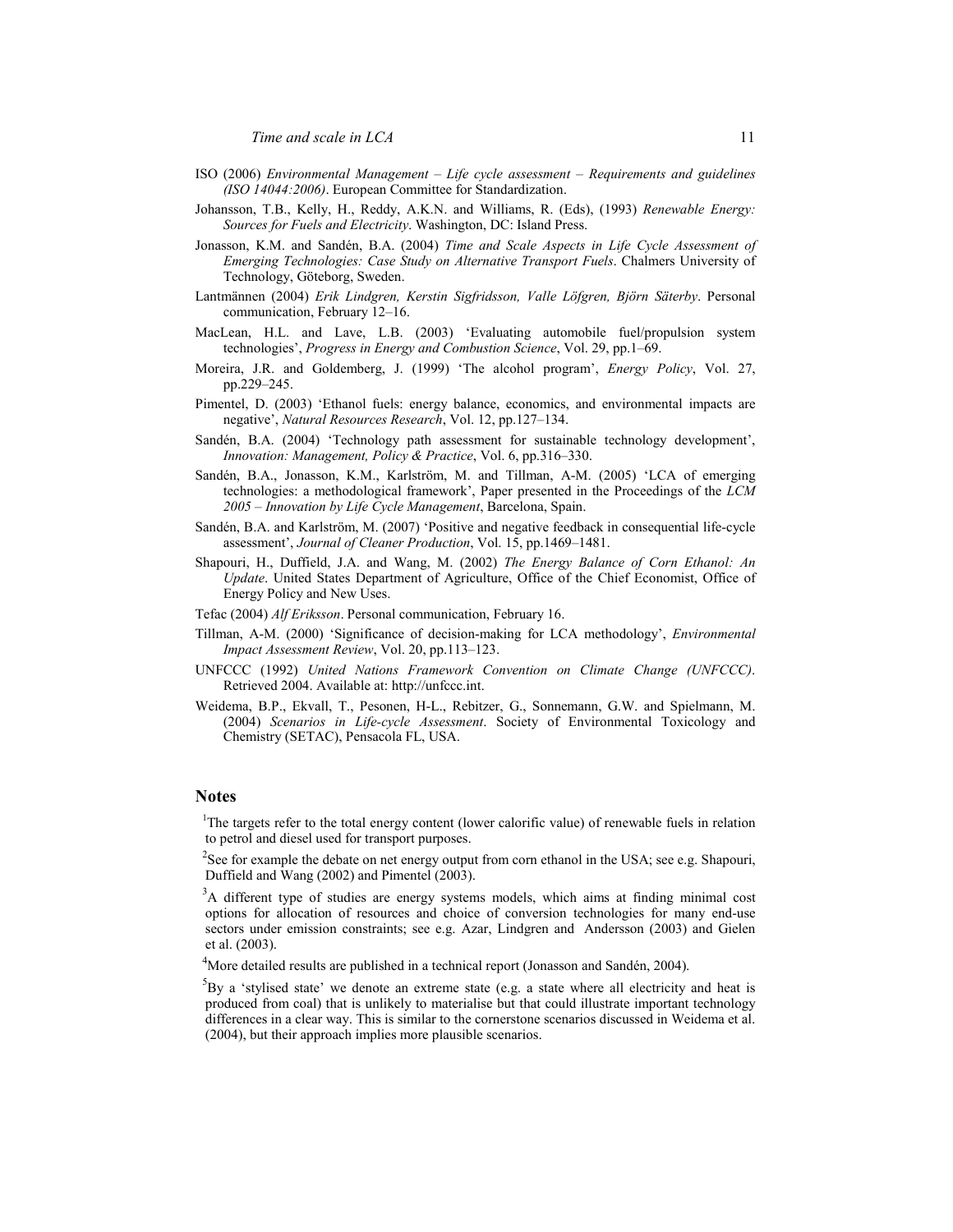ISO (2006) *Environmental Management – Life cycle assessment – Requirements and guidelines (ISO 14044:2006)*. European Committee for Standardization.

Johansson, T.B., Kelly, H., Reddy, A.K.N. and Williams, R. (Eds), (1993) *Renewable Energy: Sources for Fuels and Electricity*. Washington, DC: Island Press.

Jonasson, K.M. and Sandén, B.A. (2004) *Time and Scale Aspects in Life Cycle Assessment of Emerging Technologies: Case Study on Alternative Transport Fuels*. Chalmers University of Technology, Göteborg, Sweden.

Lantmännen (2004) *Erik Lindgren, Kerstin Sigfridsson, Valle Löfgren, Björn Säterby*. Personal communication, February 12–16.

MacLean, H.L. and Lave, L.B. (2003) 'Evaluating automobile fuel/propulsion system technologies', *Progress in Energy and Combustion Science*, Vol. 29, pp.1–69.

Moreira, J.R. and Goldemberg, J. (1999) 'The alcohol program', *Energy Policy*, Vol. 27, pp.229–245.

Pimentel, D. (2003) 'Ethanol fuels: energy balance, economics, and environmental impacts are negative', *Natural Resources Research*, Vol. 12, pp.127–134.

Sandén, B.A. (2004) 'Technology path assessment for sustainable technology development', *Innovation: Management, Policy & Practice*, Vol. 6, pp.316–330.

Sandén, B.A., Jonasson, K.M., Karlström, M. and Tillman, A-M. (2005) 'LCA of emerging technologies: a methodological framework', Paper presented in the Proceedings of the *LCM 2005 – Innovation by Life Cycle Management*, Barcelona, Spain.

Sandén, B.A. and Karlström, M. (2007) 'Positive and negative feedback in consequential life-cycle assessment', *Journal of Cleaner Production*, Vol. 15, pp.1469–1481.

Shapouri, H., Duffield, J.A. and Wang, M. (2002) *The Energy Balance of Corn Ethanol: An Update*. United States Department of Agriculture, Office of the Chief Economist, Office of Energy Policy and New Uses.

Tefac (2004) *Alf Eriksson*. Personal communication, February 16.

Tillman, A-M. (2000) 'Significance of decision-making for LCA methodology', *Environmental Impact Assessment Review*, Vol. 20, pp.113–123.

UNFCCC (1992) *United Nations Framework Convention on Climate Change (UNFCCC)*. Retrieved 2004. Available at: http://unfccc.int.

Weidema, B.P., Ekvall, T., Pesonen, H-L., Rebitzer, G., Sonnemann, G.W. and Spielmann, M. (2004) *Scenarios in Life-cycle Assessment*. Society of Environmental Toxicology and Chemistry (SETAC), Pensacola FL, USA.

## Notes

[1]The targets refer to the total energy content (lower calorific value) of renewable fuels in relation to petrol and diesel used for transport purposes.

[2]See for example the debate on net energy output from corn ethanol in the USA; see e.g. Shapouri, Duffield and Wang (2002) and Pimentel (2003).

[3]A different type of studies are energy systems models, which aims at finding minimal cost options for allocation of resources and choice of conversion technologies for many end-use sectors under emission constraints; see e.g. Azar, Lindgren and Andersson (2003) and Gielen et al. (2003).

[4]More detailed results are published in a technical report (Jonasson and Sandén, 2004).

[5]By a 'stylised state' we denote an extreme state (e.g. a state where all electricity and heat is produced from coal) that is unlikely to materialise but that could illustrate important technology differences in a clear way. This is similar to the cornerstone scenarios discussed in Weidema et al. (2004), but their approach implies more plausible scenarios.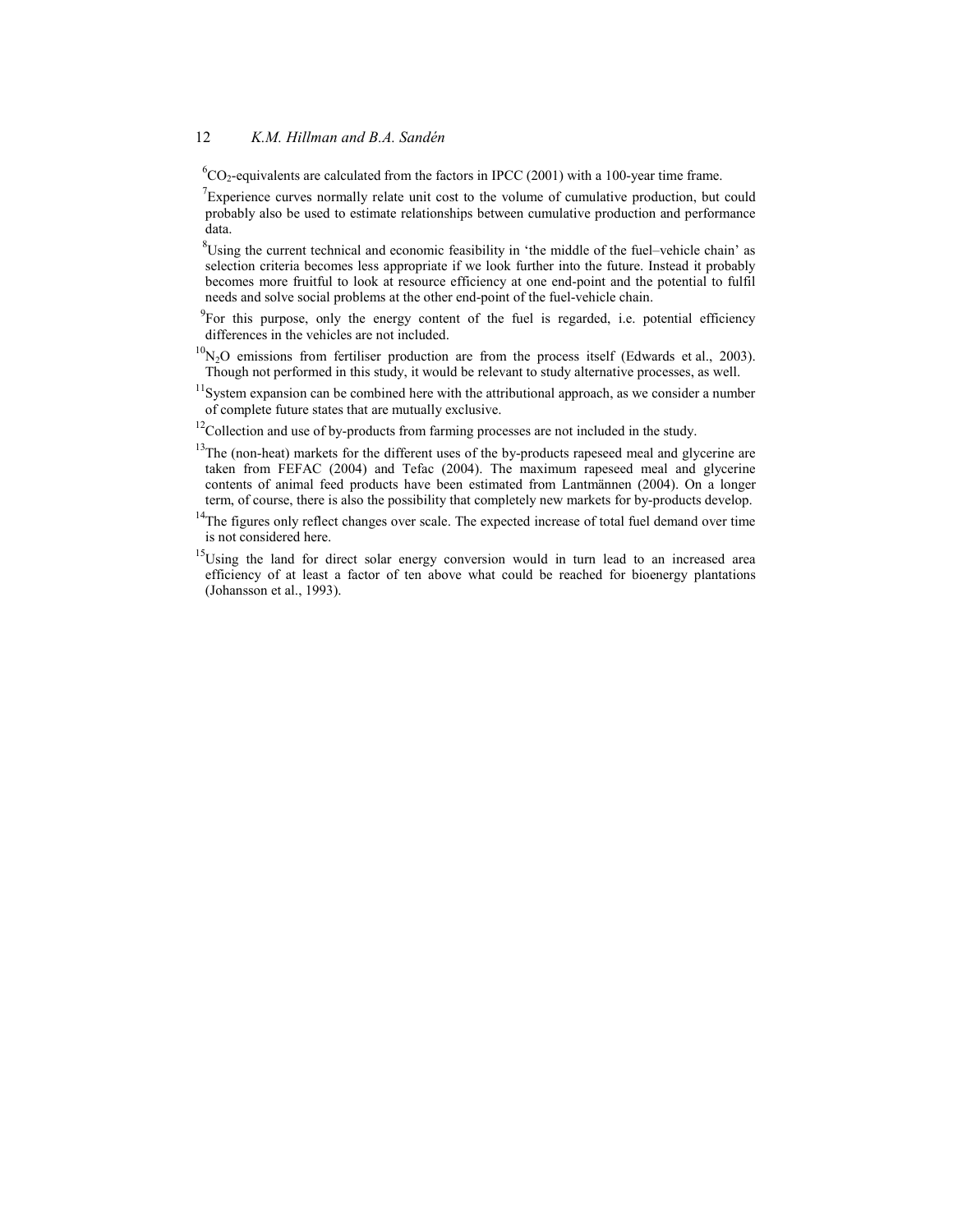[6]$CO_2$-equivalents are calculated from the factors in IPCC (2001) with a 100-year time frame.

[7]Experience curves normally relate unit cost to the volume of cumulative production, but could probably also be used to estimate relationships between cumulative production and performance data.

[8]Using the current technical and economic feasibility in 'the middle of the fuel–vehicle chain' as selection criteria becomes less appropriate if we look further into the future. Instead it probably becomes more fruitful to look at resource efficiency at one end-point and the potential to fulfil needs and solve social problems at the other end-point of the fuel-vehicle chain.

[9]For this purpose, only the energy content of the fuel is regarded, i.e. potential efficiency differences in the vehicles are not included.

[10]$N_2O$ emissions from fertiliser production are from the process itself (Edwards et al., 2003). Though not performed in this study, it would be relevant to study alternative processes, as well.

[11]System expansion can be combined here with the attributional approach, as we consider a number of complete future states that are mutually exclusive.

[12]Collection and use of by-products from farming processes are not included in the study.

[13]The (non-heat) markets for the different uses of the by-products rapeseed meal and glycerine are taken from FEFAC (2004) and Tefac (2004). The maximum rapeseed meal and glycerine contents of animal feed products have been estimated from Lantmännen (2004). On a longer term, of course, there is also the possibility that completely new markets for by-products develop.

[14]The figures only reflect changes over scale. The expected increase of total fuel demand over time is not considered here.

[15]Using the land for direct solar energy conversion would in turn lead to an increased area efficiency of at least a factor of ten above what could be reached for bioenergy plantations (Johansson et al., 1993).